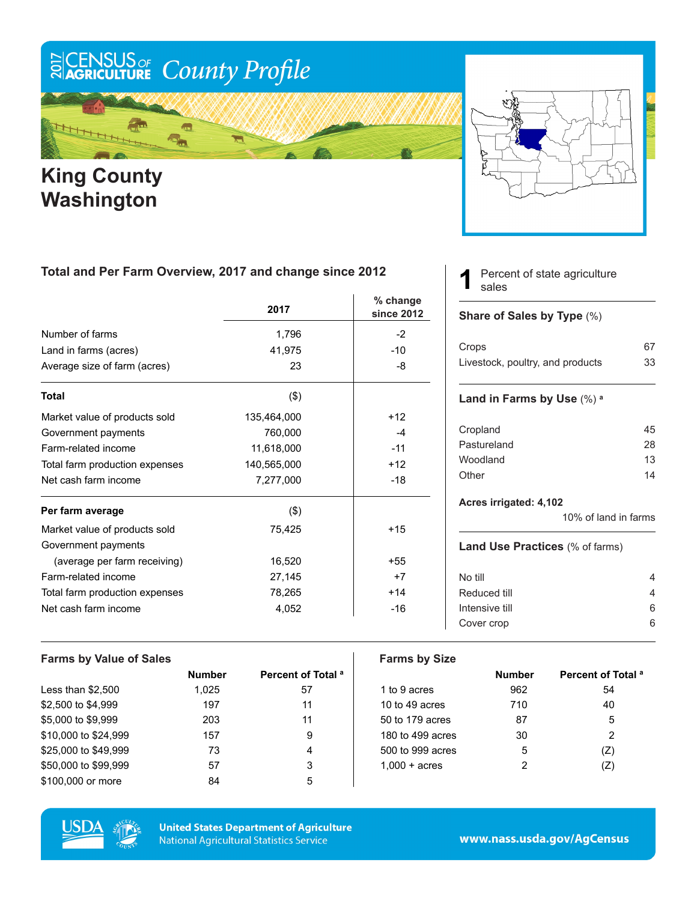# 2017 Census of Agriculture County Profile

## King County Washington

### Total and Per Farm Overview, 2017 and change since 2012

| | 2017 | % change since 2012 |
|---|---|---|
| Number of farms | 1,796 | -2 |
| Land in farms (acres) | 41,975 | -10 |
| Average size of farm (acres) | 23 | -8 |
| **Total** | ($) | |
| Market value of products sold | 135,464,000 | +12 |
| Government payments | 760,000 | -4 |
| Farm-related income | 11,618,000 | -11 |
| Total farm production expenses | 140,565,000 | +12 |
| Net cash farm income | 7,277,000 | -18 |
| **Per farm average** | ($) | |
| Market value of products sold | 75,425 | +15 |
| Government payments (average per farm receiving) | 16,520 | +55 |
| Farm-related income | 27,145 | +7 |
| Total farm production expenses | 78,265 | +14 |
| Net cash farm income | 4,052 | -16 |

**1** Percent of state agriculture sales

### Share of Sales by Type (%)

| | |
|---|---|
| Crops | 67 |
| Livestock, poultry, and products | 33 |

### Land in Farms by Use (%) [a]

| | |
|---|---|
| Cropland | 45 |
| Pastureland | 28 |
| Woodland | 13 |
| Other | 14 |

**Acres irrigated: 4,102**

10% of land in farms

### Land Use Practices (% of farms)

| | |
|---|---|
| No till | 4 |
| Reduced till | 4 |
| Intensive till | 6 |
| Cover crop | 6 |

### Farms by Value of Sales

| | Number | Percent of Total [a] |
|---|---|---|
| Less than $2,500 | 1,025 | 57 |
| $2,500 to $4,999 | 197 | 11 |
| $5,000 to $9,999 | 203 | 11 |
| $10,000 to $24,999 | 157 | 9 |
| $25,000 to $49,999 | 73 | 4 |
| $50,000 to $99,999 | 57 | 3 |
| $100,000 or more | 84 | 5 |

### Farms by Size

| | Number | Percent of Total [a] |
|---|---|---|
| 1 to 9 acres | 962 | 54 |
| 10 to 49 acres | 710 | 40 |
| 50 to 179 acres | 87 | 5 |
| 180 to 499 acres | 30 | 2 |
| 500 to 999 acres | 5 | (Z) |
| 1,000 + acres | 2 | (Z) |

United States Department of Agriculture
National Agricultural Statistics Service

www.nass.usda.gov/AgCensus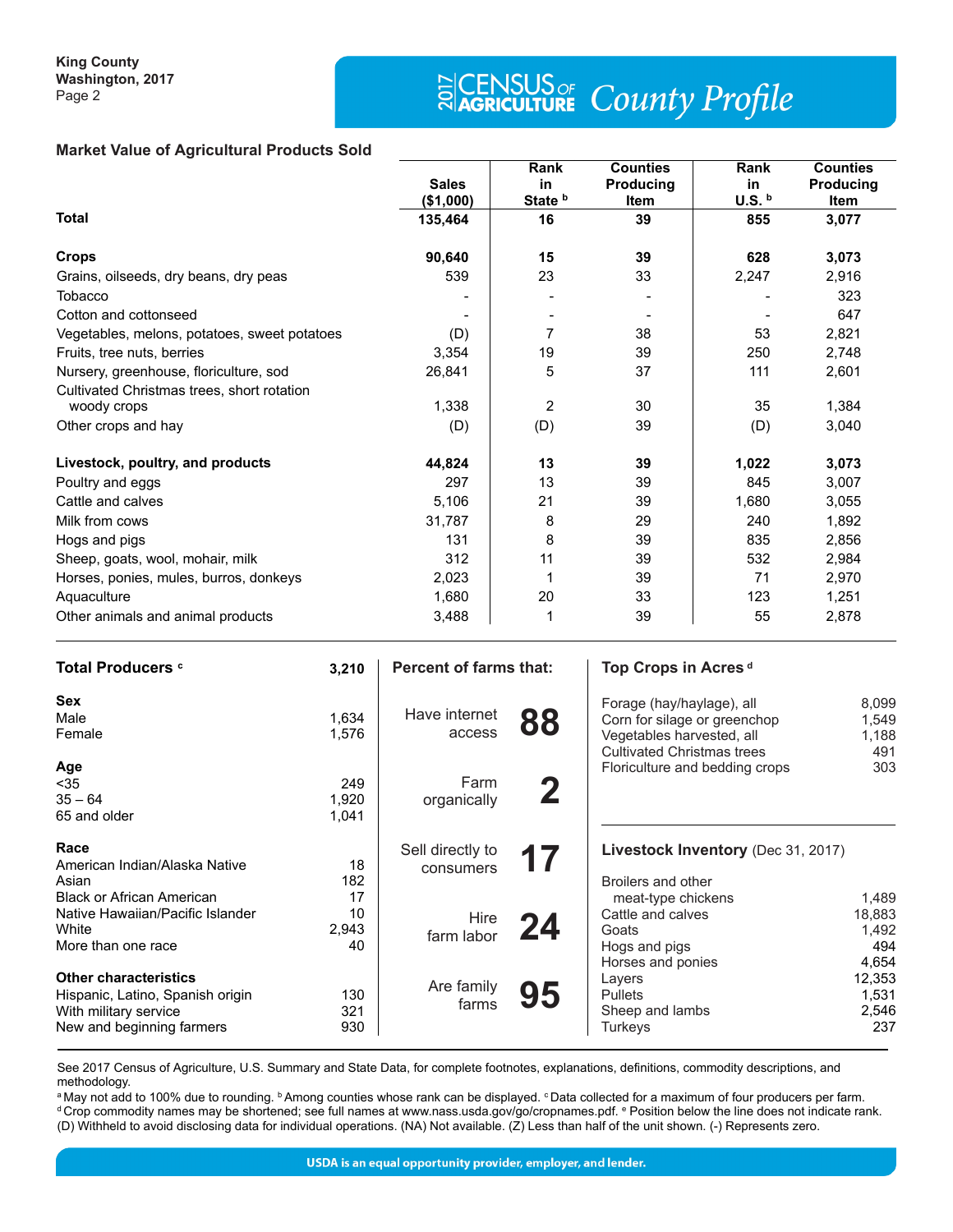King County
Washington, 2017

2017 CENSUS OF AGRICULTURE *County Profile*

## Market Value of Agricultural Products Sold

| | Sales ($1,000) | Rank in State [b] | Counties Producing Item | Rank in U.S. [b] | Counties Producing Item |
|---|---|---|---|---|---|
| **Total** | **135,464** | **16** | **39** | **855** | **3,077** |
| **Crops** | **90,640** | **15** | **39** | **628** | **3,073** |
| Grains, oilseeds, dry beans, dry peas | 539 | 23 | 33 | 2,247 | 2,916 |
| Tobacco | - | - | - | - | 323 |
| Cotton and cottonseed | - | - | - | - | 647 |
| Vegetables, melons, potatoes, sweet potatoes | (D) | 7 | 38 | 53 | 2,821 |
| Fruits, tree nuts, berries | 3,354 | 19 | 39 | 250 | 2,748 |
| Nursery, greenhouse, floriculture, sod | 26,841 | 5 | 37 | 111 | 2,601 |
| Cultivated Christmas trees, short rotation woody crops | 1,338 | 2 | 30 | 35 | 1,384 |
| Other crops and hay | (D) | (D) | 39 | (D) | 3,040 |
| **Livestock, poultry, and products** | **44,824** | **13** | **39** | **1,022** | **3,073** |
| Poultry and eggs | 297 | 13 | 39 | 845 | 3,007 |
| Cattle and calves | 5,106 | 21 | 39 | 1,680 | 3,055 |
| Milk from cows | 31,787 | 8 | 29 | 240 | 1,892 |
| Hogs and pigs | 131 | 8 | 39 | 835 | 2,856 |
| Sheep, goats, wool, mohair, milk | 312 | 11 | 39 | 532 | 2,984 |
| Horses, ponies, mules, burros, donkeys | 2,023 | 1 | 39 | 71 | 2,970 |
| Aquaculture | 1,680 | 20 | 33 | 123 | 1,251 |
| Other animals and animal products | 3,488 | 1 | 39 | 55 | 2,878 |

## Total Producers [c] 3,210

| | |
|---|---|
| **Sex** | |
| Male | 1,634 |
| Female | 1,576 |
| **Age** | |
| <35 | 249 |
| 35 – 64 | 1,920 |
| 65 and older | 1,041 |
| **Race** | |
| American Indian/Alaska Native | 18 |
| Asian | 182 |
| Black or African American | 17 |
| Native Hawaiian/Pacific Islander | 10 |
| White | 2,943 |
| More than one race | 40 |
| **Other characteristics** | |
| Hispanic, Latino, Spanish origin | 130 |
| With military service | 321 |
| New and beginning farmers | 930 |

## Percent of farms that:

| | |
|---|---|
| Have internet access | 88 |
| Farm organically | 2 |
| Sell directly to consumers | 17 |
| Hire farm labor | 24 |
| Are family farms | 95 |

## Top Crops in Acres [d]

| | |
|---|---|
| Forage (hay/haylage), all | 8,099 |
| Corn for silage or greenchop | 1,549 |
| Vegetables harvested, all | 1,188 |
| Cultivated Christmas trees | 491 |
| Floriculture and bedding crops | 303 |

## Livestock Inventory (Dec 31, 2017)

| | |
|---|---|
| Broilers and other meat-type chickens | 1,489 |
| Cattle and calves | 18,883 |
| Goats | 1,492 |
| Hogs and pigs | 494 |
| Horses and ponies | 4,654 |
| Layers | 12,353 |
| Pullets | 1,531 |
| Sheep and lambs | 2,546 |
| Turkeys | 237 |

See 2017 Census of Agriculture, U.S. Summary and State Data, for complete footnotes, explanations, definitions, commodity descriptions, and methodology.

[a] May not add to 100% due to rounding. [b] Among counties whose rank can be displayed. [c] Data collected for a maximum of four producers per farm. [d] Crop commodity names may be shortened; see full names at www.nass.usda.gov/go/cropnames.pdf. [e] Position below the line does not indicate rank. (D) Withheld to avoid disclosing data for individual operations. (NA) Not available. (Z) Less than half of the unit shown. (-) Represents zero.

USDA is an equal opportunity provider, employer, and lender.